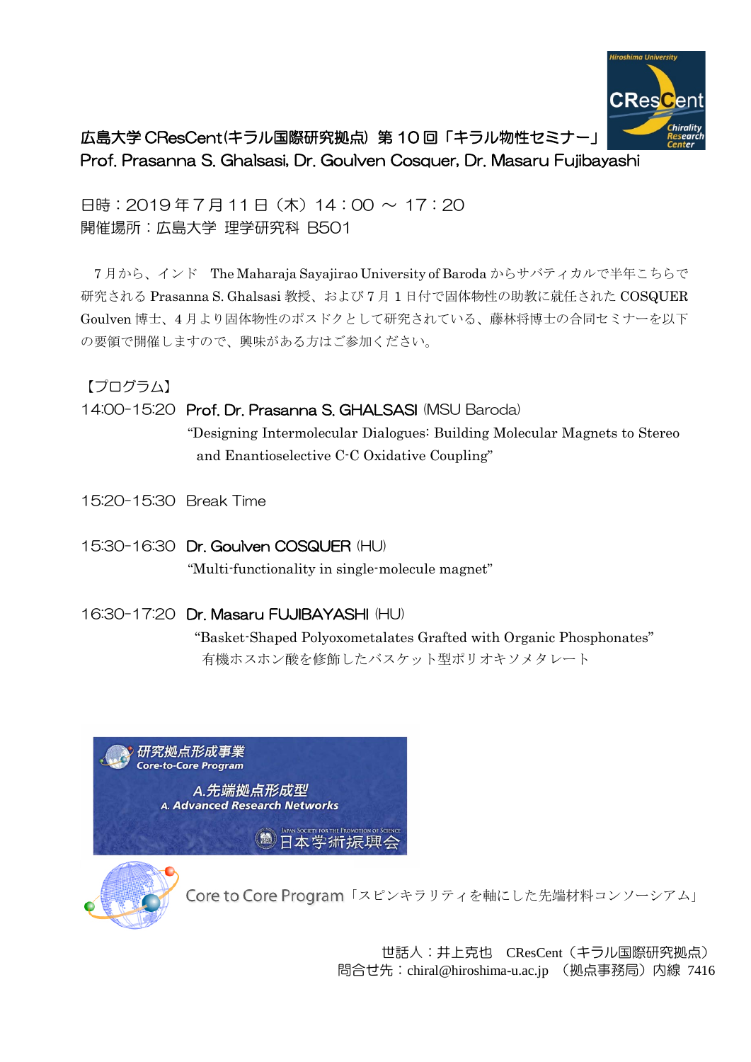# 広島大学 CResCent(キラル国際研究拠点) 第 10 回「キラル物性セミナー」
## Prof. Prasanna S. Ghalsasi, Dr. Goulven Cosquer, Dr. Masaru Fujibayashi

日時：2019 年 7 月 11 日（木）14：00 ～ 17：20
開催場所：広島大学 理学研究科 B501

7 月から、インド The Maharaja Sayajirao University of Baroda からサバティカルで半年こちらで研究される Prasanna S. Ghalsasi 教授、および 7 月 1 日付で固体物性の助教に就任された COSQUER Goulven 博士、4 月より固体物性のポスドクとして研究されている、藤林将博士の合同セミナーを以下の要領で開催しますので、興味がある方はご参加ください。

【プログラム】

14:00-15:20 **Prof. Dr. Prasanna S. GHALSASI** (MSU Baroda)
"Designing Intermolecular Dialogues: Building Molecular Magnets to Stereo and Enantioselective C-C Oxidative Coupling"

15:20-15:30 Break Time

15:30-16:30 **Dr. Goulven COSQUER** (HU)
"Multi-functionality in single-molecule magnet"

16:30-17:20 **Dr. Masaru FUJIBAYASHI** (HU)
"Basket-Shaped Polyoxometalates Grafted with Organic Phosphonates"
有機ホスホン酸を修飾したバスケット型ポリオキソメタレート

研究拠点形成事業
Core-to-Core Program
A.先端拠点形成型
A. Advanced Research Networks
Japan Society for the Promotion of Science 日本学術振興会

Core to Core Program「スピンキラリティを軸にした先端材料コンソーシアム」

世話人：井上克也 CResCent（キラル国際研究拠点）
問合せ先：chiral@hiroshima-u.ac.jp （拠点事務局）内線 7416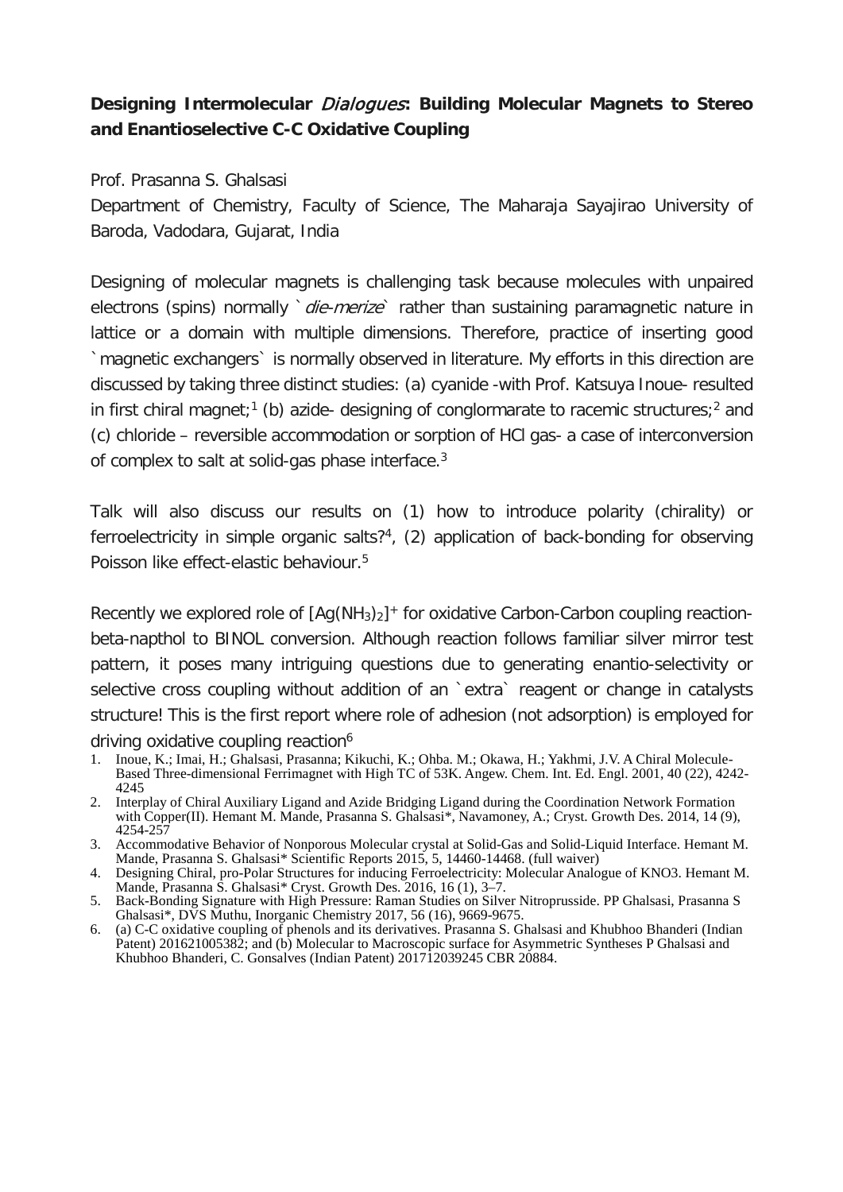**Designing Intermolecular *Dialogues*: Building Molecular Magnets to Stereo and Enantioselective C-C Oxidative Coupling**

Prof. Prasanna S. Ghalsasi

Department of Chemistry, Faculty of Science, The Maharaja Sayajirao University of Baroda, Vadodara, Gujarat, India

Designing of molecular magnets is challenging task because molecules with unpaired electrons (spins) normally `*die-merize*` rather than sustaining paramagnetic nature in lattice or a domain with multiple dimensions. Therefore, practice of inserting good `magnetic exchangers` is normally observed in literature. My efforts in this direction are discussed by taking three distinct studies: (a) cyanide -with Prof. Katsuya Inoue- resulted in first chiral magnet;[1] (b) azide- designing of conglormarate to racemic structures;[2] and (c) chloride – reversible accommodation or sorption of HCl gas- a case of interconversion of complex to salt at solid-gas phase interface.[3]

Talk will also discuss our results on (1) how to introduce polarity (chirality) or ferroelectricity in simple organic salts?[4], (2) application of back-bonding for observing Poisson like effect-elastic behaviour.[5]

Recently we explored role of $[Ag(NH_3)_2]^+$ for oxidative Carbon-Carbon coupling reaction-beta-napthol to BINOL conversion. Although reaction follows familiar silver mirror test pattern, it poses many intriguing questions due to generating enantio-selectivity or selective cross coupling without addition of an `extra` reagent or change in catalysts structure! This is the first report where role of adhesion (not adsorption) is employed for driving oxidative coupling reaction[6]

1. Inoue, K.; Imai, H.; Ghalsasi, Prasanna; Kikuchi, K.; Ohba. M.; Okawa, H.; Yakhmi, J.V. A Chiral Molecule-Based Three-dimensional Ferrimagnet with High TC of 53K. Angew. Chem. Int. Ed. Engl. 2001, 40 (22), 4242-4245
2. Interplay of Chiral Auxiliary Ligand and Azide Bridging Ligand during the Coordination Network Formation with Copper(II). Hemant M. Mande, Prasanna S. Ghalsasi*, Navamoney, A.; Cryst. Growth Des. 2014, 14 (9), 4254-257
3. Accommodative Behavior of Nonporous Molecular crystal at Solid-Gas and Solid-Liquid Interface. Hemant M. Mande, Prasanna S. Ghalsasi* Scientific Reports 2015, 5, 14460-14468. (full waiver)
4. Designing Chiral, pro-Polar Structures for inducing Ferroelectricity: Molecular Analogue of KNO3. Hemant M. Mande, Prasanna S. Ghalsasi* Cryst. Growth Des. 2016, 16 (1), 3–7.
5. Back-Bonding Signature with High Pressure: Raman Studies on Silver Nitroprusside. PP Ghalsasi, Prasanna S Ghalsasi*, DVS Muthu, Inorganic Chemistry 2017, 56 (16), 9669-9675.
6. (a) C-C oxidative coupling of phenols and its derivatives. Prasanna S. Ghalsasi and Khubhoo Bhanderi (Indian Patent) 201621005382; and (b) Molecular to Macroscopic surface for Asymmetric Syntheses P Ghalsasi and Khubhoo Bhanderi, C. Gonsalves (Indian Patent) 201712039245 CBR 20884.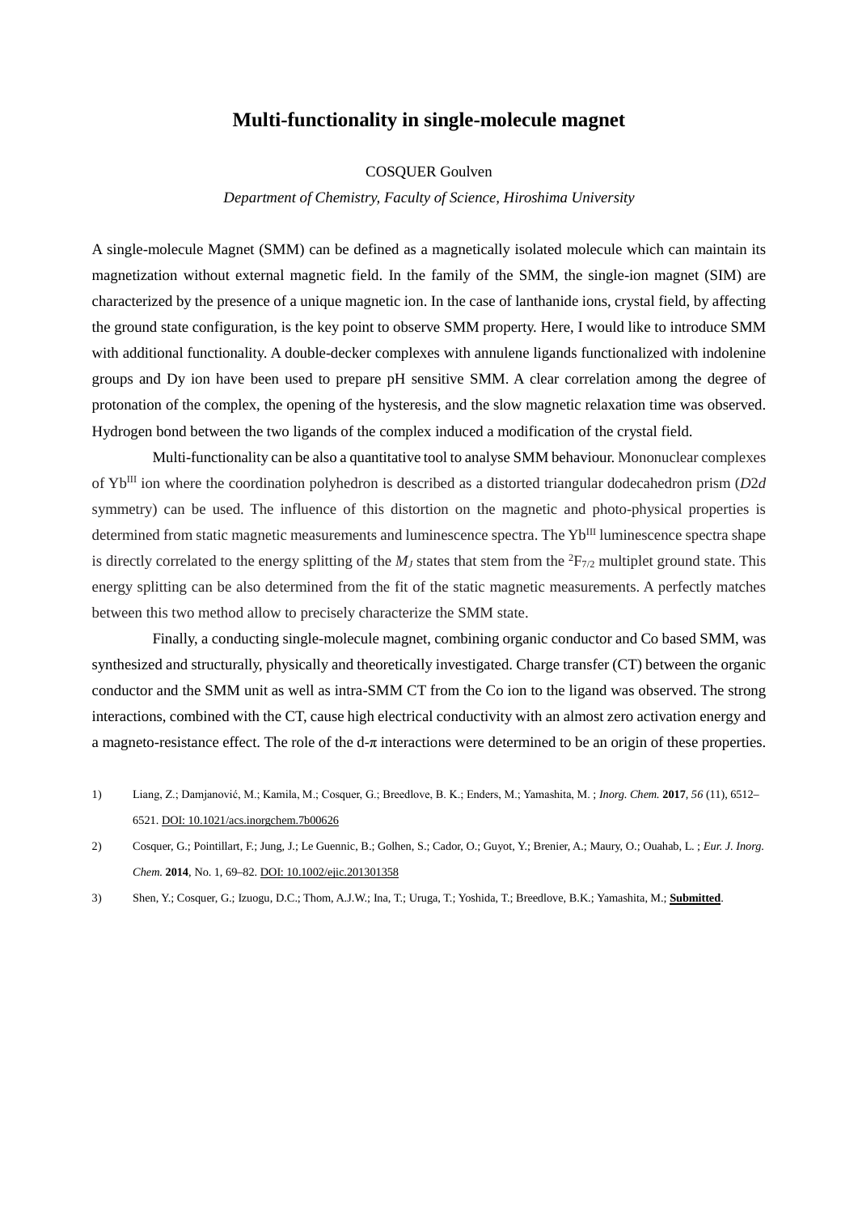# Multi-functionality in single-molecule magnet

COSQUER Goulven

*Department of Chemistry, Faculty of Science, Hiroshima University*

A single-molecule Magnet (SMM) can be defined as a magnetically isolated molecule which can maintain its magnetization without external magnetic field. In the family of the SMM, the single-ion magnet (SIM) are characterized by the presence of a unique magnetic ion. In the case of lanthanide ions, crystal field, by affecting the ground state configuration, is the key point to observe SMM property. Here, I would like to introduce SMM with additional functionality. A double-decker complexes with annulene ligands functionalized with indolenine groups and Dy ion have been used to prepare pH sensitive SMM. A clear correlation among the degree of protonation of the complex, the opening of the hysteresis, and the slow magnetic relaxation time was observed. Hydrogen bond between the two ligands of the complex induced a modification of the crystal field.

Multi-functionality can be also a quantitative tool to analyse SMM behaviour. Mononuclear complexes of $Yb^{III}$ ion where the coordination polyhedron is described as a distorted triangular dodecahedron prism (*D2d* symmetry) can be used. The influence of this distortion on the magnetic and photo-physical properties is determined from static magnetic measurements and luminescence spectra. The $Yb^{III}$ luminescence spectra shape is directly correlated to the energy splitting of the $M_J$ states that stem from the $^2F_{7/2}$ multiplet ground state. This energy splitting can be also determined from the fit of the static magnetic measurements. A perfectly matches between this two method allow to precisely characterize the SMM state.

Finally, a conducting single-molecule magnet, combining organic conductor and Co based SMM, was synthesized and structurally, physically and theoretically investigated. Charge transfer (CT) between the organic conductor and the SMM unit as well as intra-SMM CT from the Co ion to the ligand was observed. The strong interactions, combined with the CT, cause high electrical conductivity with an almost zero activation energy and a magneto-resistance effect. The role of the d-π interactions were determined to be an origin of these properties.

1) Liang, Z.; Damjanović, M.; Kamila, M.; Cosquer, G.; Breedlove, B. K.; Enders, M.; Yamashita, M. ; *Inorg. Chem.* **2017**, *56* (11), 6512–6521. DOI: 10.1021/acs.inorgchem.7b00626

2) Cosquer, G.; Pointillart, F.; Jung, J.; Le Guennic, B.; Golhen, S.; Cador, O.; Guyot, Y.; Brenier, A.; Maury, O.; Ouahab, L. ; *Eur. J. Inorg. Chem.* **2014**, No. 1, 69–82. DOI: 10.1002/ejic.201301358

3) Shen, Y.; Cosquer, G.; Izuogu, D.C.; Thom, A.J.W.; Ina, T.; Uruga, T.; Yoshida, T.; Breedlove, B.K.; Yamashita, M.; **Submitted**.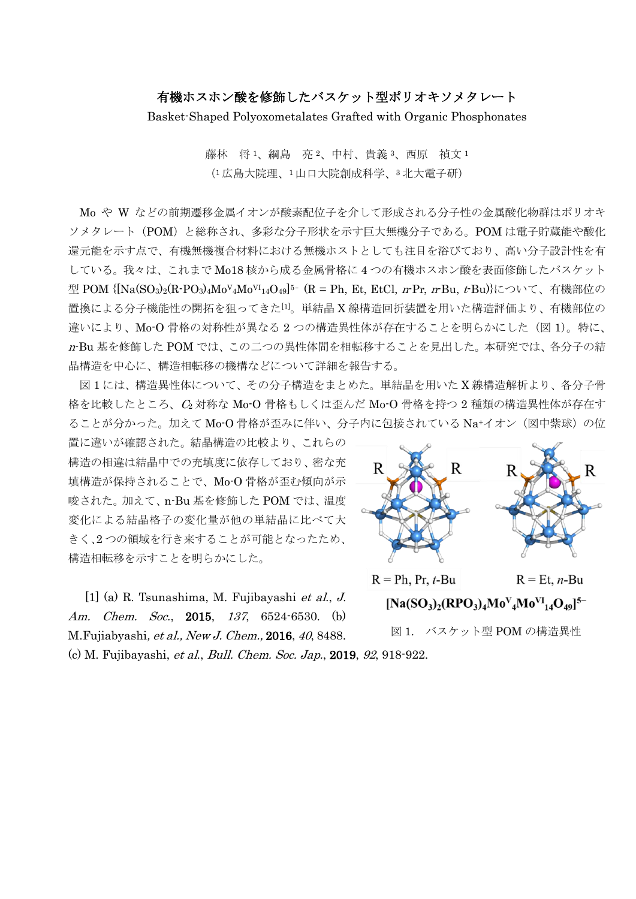# 有機ホスホン酸を修飾したバスケット型ポリオキソメタレート

Basket-Shaped Polyoxometalates Grafted with Organic Phosphonates

藤林　将[1]、綱島　亮[2]、中村、貴義[3]、西原　禎文[1]

([1]広島大院理、[1]山口大院創成科学、[3]北大電子研)

Mo や W などの前期遷移金属イオンが酸素配位子を介して形成される分子性の金属酸化物群はポリオキソメタレート（POM）と総称され、多彩な分子形状を示す巨大無機分子である。POM は電子貯蔵能や酸化還元能を示す点で、有機無機複合材料における無機ホストとしても注目を浴びており、高い分子設計性を有している。我々は、これまで Mo18 核から成る金属骨格に 4 つの有機ホスホン酸を表面修飾したバスケット型 POM {$[Na(SO_3)_2(R\text{-}PO_3)_4Mo^{V}_4Mo^{VI}_{14}O_{49}]^{5-}$ (R = Ph, Et, EtCl, *n*-Pr, *n*-Bu, *t*-Bu)}について、有機部位の置換による分子機能性の開拓を狙ってきた[1]。単結晶 X 線構造回折装置を用いた構造評価より、有機部位の違いにより、Mo-O 骨格の対称性が異なる 2 つの構造異性体が存在することを明らかにした（図 1）。特に、*n*-Bu 基を修飾した POM では、この二つの異性体間を相転移することを見出した。本研究では、各分子の結晶構造を中心に、構造相転移の機構などについて詳細を報告する。

図 1 には、構造異性体について、その分子構造をまとめた。単結晶を用いた X 線構造解析より、各分子骨格を比較したところ、$C_2$ 対称な Mo-O 骨格もしくは歪んだ Mo-O 骨格を持つ 2 種類の構造異性体が存在することが分かった。加えて Mo-O 骨格が歪みに伴い、分子内に包接されている $Na^+$イオン（図中紫球）の位置に違いが確認された。結晶構造の比較より、これらの構造の相違は結晶中での充填度に依存しており、密な充填構造が保持されることで、Mo-O 骨格が歪む傾向が示唆された。加えて、n-Bu 基を修飾した POM では、温度変化による結晶格子の変化量が他の単結晶に比べて大きく､2 つの領域を行き来することが可能となったため、構造相転移を示すことを明らかにした。

R　R　R　R

R = Ph, Pr, *t*-Bu　　R = Et, *n*-Bu

$[Na(SO_3)_2(RPO_3)_4Mo^{V}_4Mo^{VI}_{14}O_{49}]^{5-}$

図 1.　バスケット型 POM の構造異性

[1] (a) R. Tsunashima, M. Fujibayashi *et al.*, *J. Am. Chem. Soc.*, **2015**, *137*, 6524-6530. (b) M.Fujiabyashi, *et al., New J. Chem.*, **2016**, *40*, 8488. (c) M. Fujibayashi, *et al.*, *Bull. Chem. Soc. Jap.*, **2019**, *92*, 918-922.